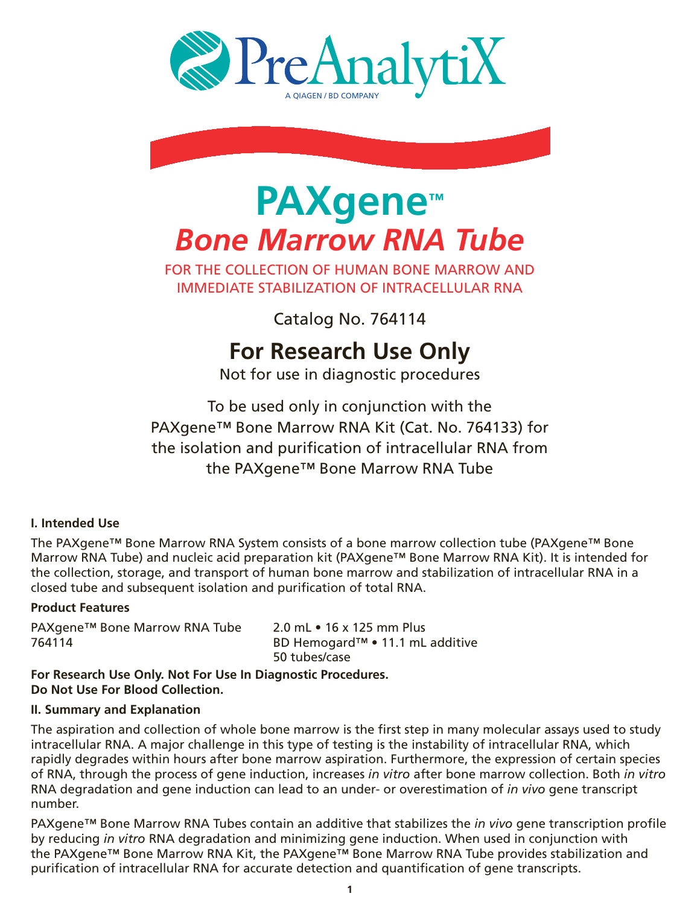PreAnalytiX

A QIAGEN / BD COMPANY

# PAXgene™

## *Bone Marrow RNA Tube*

FOR THE COLLECTION OF HUMAN BONE MARROW AND IMMEDIATE STABILIZATION OF INTRACELLULAR RNA

Catalog No. 764114

## For Research Use Only

Not for use in diagnostic procedures

To be used only in conjunction with the PAXgene™ Bone Marrow RNA Kit (Cat. No. 764133) for the isolation and purification of intracellular RNA from the PAXgene™ Bone Marrow RNA Tube

### I. Intended Use

The PAXgene™ Bone Marrow RNA System consists of a bone marrow collection tube (PAXgene™ Bone Marrow RNA Tube) and nucleic acid preparation kit (PAXgene™ Bone Marrow RNA Kit). It is intended for the collection, storage, and transport of human bone marrow and stabilization of intracellular RNA in a closed tube and subsequent isolation and purification of total RNA.

**Product Features**

| | |
|---|---|
| PAXgene™ Bone Marrow RNA Tube 764114 | 2.0 mL • 16 x 125 mm Plus BD Hemogard™ • 11.1 mL additive 50 tubes/case |

**For Research Use Only. Not For Use In Diagnostic Procedures.**
**Do Not Use For Blood Collection.**

### II. Summary and Explanation

The aspiration and collection of whole bone marrow is the first step in many molecular assays used to study intracellular RNA. A major challenge in this type of testing is the instability of intracellular RNA, which rapidly degrades within hours after bone marrow aspiration. Furthermore, the expression of certain species of RNA, through the process of gene induction, increases *in vitro* after bone marrow collection. Both *in vitro* RNA degradation and gene induction can lead to an under- or overestimation of *in vivo* gene transcript number.

PAXgene™ Bone Marrow RNA Tubes contain an additive that stabilizes the *in vivo* gene transcription profile by reducing *in vitro* RNA degradation and minimizing gene induction. When used in conjunction with the PAXgene™ Bone Marrow RNA Kit, the PAXgene™ Bone Marrow RNA Tube provides stabilization and purification of intracellular RNA for accurate detection and quantification of gene transcripts.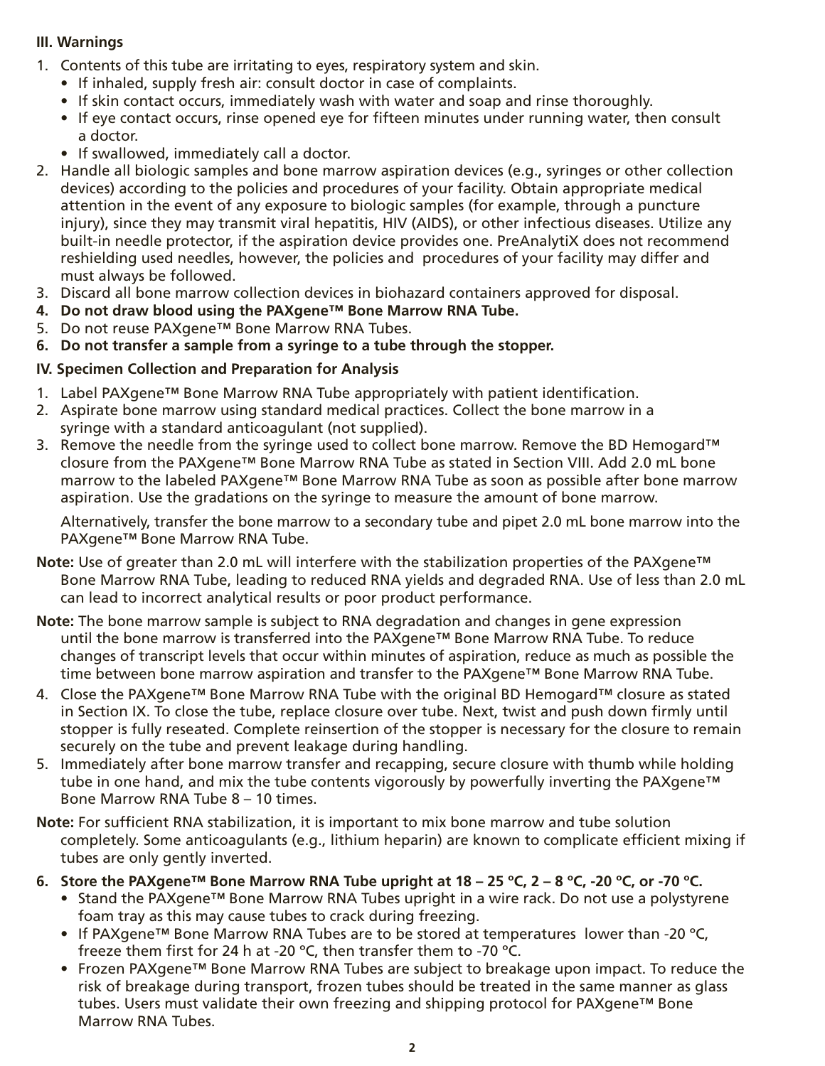### III. Warnings

1. Contents of this tube are irritating to eyes, respiratory system and skin.
   - If inhaled, supply fresh air: consult doctor in case of complaints.
   - If skin contact occurs, immediately wash with water and soap and rinse thoroughly.
   - If eye contact occurs, rinse opened eye for fifteen minutes under running water, then consult a doctor.
   - If swallowed, immediately call a doctor.
2. Handle all biologic samples and bone marrow aspiration devices (e.g., syringes or other collection devices) according to the policies and procedures of your facility. Obtain appropriate medical attention in the event of any exposure to biologic samples (for example, through a puncture injury), since they may transmit viral hepatitis, HIV (AIDS), or other infectious diseases. Utilize any built-in needle protector, if the aspiration device provides one. PreAnalytiX does not recommend reshielding used needles, however, the policies and procedures of your facility may differ and must always be followed.
3. Discard all bone marrow collection devices in biohazard containers approved for disposal.
4. **Do not draw blood using the PAXgene™ Bone Marrow RNA Tube.**
5. Do not reuse PAXgene™ Bone Marrow RNA Tubes.
6. **Do not transfer a sample from a syringe to a tube through the stopper.**

### IV. Specimen Collection and Preparation for Analysis

1. Label PAXgene™ Bone Marrow RNA Tube appropriately with patient identification.
2. Aspirate bone marrow using standard medical practices. Collect the bone marrow in a syringe with a standard anticoagulant (not supplied).
3. Remove the needle from the syringe used to collect bone marrow. Remove the BD Hemogard™ closure from the PAXgene™ Bone Marrow RNA Tube as stated in Section VIII. Add 2.0 mL bone marrow to the labeled PAXgene™ Bone Marrow RNA Tube as soon as possible after bone marrow aspiration. Use the gradations on the syringe to measure the amount of bone marrow.

   Alternatively, transfer the bone marrow to a secondary tube and pipet 2.0 mL bone marrow into the PAXgene™ Bone Marrow RNA Tube.

**Note:** Use of greater than 2.0 mL will interfere with the stabilization properties of the PAXgene™ Bone Marrow RNA Tube, leading to reduced RNA yields and degraded RNA. Use of less than 2.0 mL can lead to incorrect analytical results or poor product performance.

**Note:** The bone marrow sample is subject to RNA degradation and changes in gene expression until the bone marrow is transferred into the PAXgene™ Bone Marrow RNA Tube. To reduce changes of transcript levels that occur within minutes of aspiration, reduce as much as possible the time between bone marrow aspiration and transfer to the PAXgene™ Bone Marrow RNA Tube.

4. Close the PAXgene™ Bone Marrow RNA Tube with the original BD Hemogard™ closure as stated in Section IX. To close the tube, replace closure over tube. Next, twist and push down firmly until stopper is fully reseated. Complete reinsertion of the stopper is necessary for the closure to remain securely on the tube and prevent leakage during handling.
5. Immediately after bone marrow transfer and recapping, secure closure with thumb while holding tube in one hand, and mix the tube contents vigorously by powerfully inverting the PAXgene™ Bone Marrow RNA Tube 8 – 10 times.

**Note:** For sufficient RNA stabilization, it is important to mix bone marrow and tube solution completely. Some anticoagulants (e.g., lithium heparin) are known to complicate efficient mixing if tubes are only gently inverted.

6. **Store the PAXgene™ Bone Marrow RNA Tube upright at 18 – 25 °C, 2 – 8 °C, -20 °C, or -70 °C.**
   - Stand the PAXgene™ Bone Marrow RNA Tubes upright in a wire rack. Do not use a polystyrene foam tray as this may cause tubes to crack during freezing.
   - If PAXgene™ Bone Marrow RNA Tubes are to be stored at temperatures lower than -20 °C, freeze them first for 24 h at -20 °C, then transfer them to -70 °C.
   - Frozen PAXgene™ Bone Marrow RNA Tubes are subject to breakage upon impact. To reduce the risk of breakage during transport, frozen tubes should be treated in the same manner as glass tubes. Users must validate their own freezing and shipping protocol for PAXgene™ Bone Marrow RNA Tubes.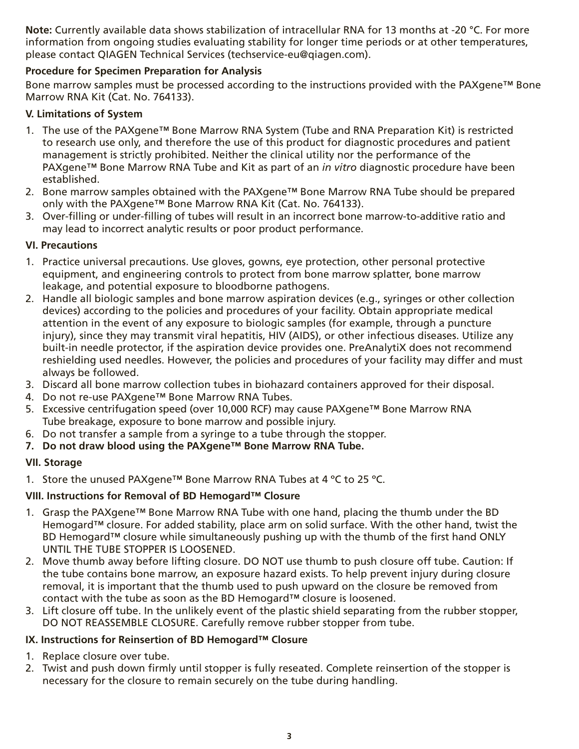**Note:** Currently available data shows stabilization of intracellular RNA for 13 months at -20 °C. For more information from ongoing studies evaluating stability for longer time periods or at other temperatures, please contact QIAGEN Technical Services (techservice-eu@qiagen.com).

**Procedure for Specimen Preparation for Analysis**

Bone marrow samples must be processed according to the instructions provided with the PAXgene™ Bone Marrow RNA Kit (Cat. No. 764133).

**V. Limitations of System**

1. The use of the PAXgene™ Bone Marrow RNA System (Tube and RNA Preparation Kit) is restricted to research use only, and therefore the use of this product for diagnostic procedures and patient management is strictly prohibited. Neither the clinical utility nor the performance of the PAXgene™ Bone Marrow RNA Tube and Kit as part of an *in vitro* diagnostic procedure have been established.
2. Bone marrow samples obtained with the PAXgene™ Bone Marrow RNA Tube should be prepared only with the PAXgene™ Bone Marrow RNA Kit (Cat. No. 764133).
3. Over-filling or under-filling of tubes will result in an incorrect bone marrow-to-additive ratio and may lead to incorrect analytic results or poor product performance.

**VI. Precautions**

1. Practice universal precautions. Use gloves, gowns, eye protection, other personal protective equipment, and engineering controls to protect from bone marrow splatter, bone marrow leakage, and potential exposure to bloodborne pathogens.
2. Handle all biologic samples and bone marrow aspiration devices (e.g., syringes or other collection devices) according to the policies and procedures of your facility. Obtain appropriate medical attention in the event of any exposure to biologic samples (for example, through a puncture injury), since they may transmit viral hepatitis, HIV (AIDS), or other infectious diseases. Utilize any built-in needle protector, if the aspiration device provides one. PreAnalytiX does not recommend reshielding used needles. However, the policies and procedures of your facility may differ and must always be followed.
3. Discard all bone marrow collection tubes in biohazard containers approved for their disposal.
4. Do not re-use PAXgene™ Bone Marrow RNA Tubes.
5. Excessive centrifugation speed (over 10,000 RCF) may cause PAXgene™ Bone Marrow RNA Tube breakage, exposure to bone marrow and possible injury.
6. Do not transfer a sample from a syringe to a tube through the stopper.
7. **Do not draw blood using the PAXgene™ Bone Marrow RNA Tube.**

**VII. Storage**

1. Store the unused PAXgene™ Bone Marrow RNA Tubes at 4 ºC to 25 ºC.

**VIII. Instructions for Removal of BD Hemogard™ Closure**

1. Grasp the PAXgene™ Bone Marrow RNA Tube with one hand, placing the thumb under the BD Hemogard™ closure. For added stability, place arm on solid surface. With the other hand, twist the BD Hemogard™ closure while simultaneously pushing up with the thumb of the first hand ONLY UNTIL THE TUBE STOPPER IS LOOSENED.
2. Move thumb away before lifting closure. DO NOT use thumb to push closure off tube. Caution: If the tube contains bone marrow, an exposure hazard exists. To help prevent injury during closure removal, it is important that the thumb used to push upward on the closure be removed from contact with the tube as soon as the BD Hemogard™ closure is loosened.
3. Lift closure off tube. In the unlikely event of the plastic shield separating from the rubber stopper, DO NOT REASSEMBLE CLOSURE. Carefully remove rubber stopper from tube.

**IX. Instructions for Reinsertion of BD Hemogard™ Closure**

1. Replace closure over tube.
2. Twist and push down firmly until stopper is fully reseated. Complete reinsertion of the stopper is necessary for the closure to remain securely on the tube during handling.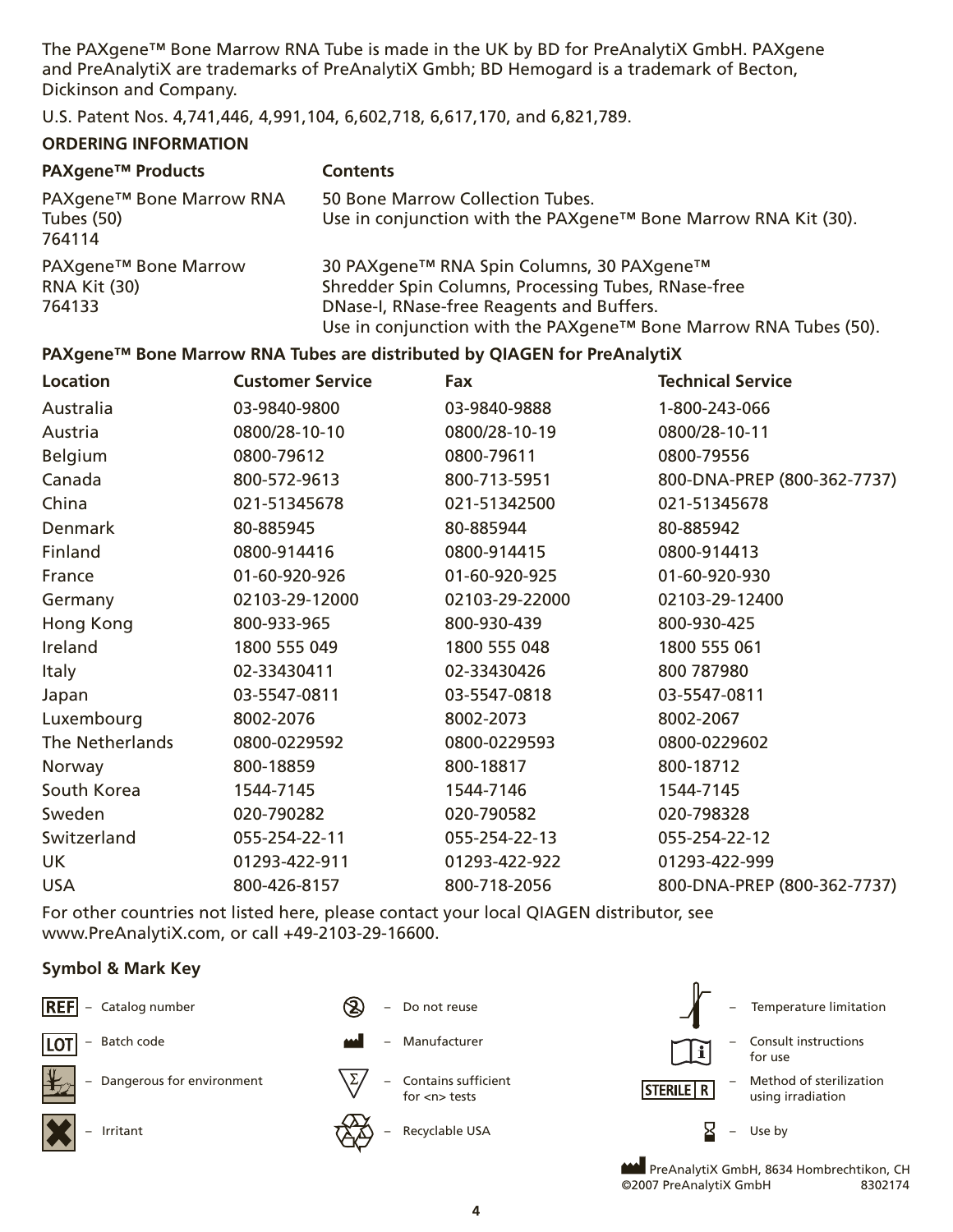The PAXgene™ Bone Marrow RNA Tube is made in the UK by BD for PreAnalytiX GmbH. PAXgene and PreAnalytiX are trademarks of PreAnalytiX Gmbh; BD Hemogard is a trademark of Becton, Dickinson and Company.

U.S. Patent Nos. 4,741,446, 4,991,104, 6,602,718, 6,617,170, and 6,821,789.

**ORDERING INFORMATION**

| PAXgene™ Products | Contents |
|---|---|
| PAXgene™ Bone Marrow RNA Tubes (50) 764114 | 50 Bone Marrow Collection Tubes. Use in conjunction with the PAXgene™ Bone Marrow RNA Kit (30). |
| PAXgene™ Bone Marrow RNA Kit (30) 764133 | 30 PAXgene™ RNA Spin Columns, 30 PAXgene™ Shredder Spin Columns, Processing Tubes, RNase-free DNase-I, RNase-free Reagents and Buffers. Use in conjunction with the PAXgene™ Bone Marrow RNA Tubes (50). |

**PAXgene™ Bone Marrow RNA Tubes are distributed by QIAGEN for PreAnalytiX**

| Location | Customer Service | Fax | Technical Service |
|---|---|---|---|
| Australia | 03-9840-9800 | 03-9840-9888 | 1-800-243-066 |
| Austria | 0800/28-10-10 | 0800/28-10-19 | 0800/28-10-11 |
| Belgium | 0800-79612 | 0800-79611 | 0800-79556 |
| Canada | 800-572-9613 | 800-713-5951 | 800-DNA-PREP (800-362-7737) |
| China | 021-51345678 | 021-51342500 | 021-51345678 |
| Denmark | 80-885945 | 80-885944 | 80-885942 |
| Finland | 0800-914416 | 0800-914415 | 0800-914413 |
| France | 01-60-920-926 | 01-60-920-925 | 01-60-920-930 |
| Germany | 02103-29-12000 | 02103-29-22000 | 02103-29-12400 |
| Hong Kong | 800-933-965 | 800-930-439 | 800-930-425 |
| Ireland | 1800 555 049 | 1800 555 048 | 1800 555 061 |
| Italy | 02-33430411 | 02-33430426 | 800 787980 |
| Japan | 03-5547-0811 | 03-5547-0818 | 03-5547-0811 |
| Luxembourg | 8002-2076 | 8002-2073 | 8002-2067 |
| The Netherlands | 0800-0229592 | 0800-0229593 | 0800-0229602 |
| Norway | 800-18859 | 800-18817 | 800-18712 |
| South Korea | 1544-7145 | 1544-7146 | 1544-7145 |
| Sweden | 020-790282 | 020-790582 | 020-798328 |
| Switzerland | 055-254-22-11 | 055-254-22-13 | 055-254-22-12 |
| UK | 01293-422-911 | 01293-422-922 | 01293-422-999 |
| USA | 800-426-8157 | 800-718-2056 | 800-DNA-PREP (800-362-7737) |

For other countries not listed here, please contact your local QIAGEN distributor, see www.PreAnalytiX.com, or call +49-2103-29-16600.

**Symbol & Mark Key**

- REF – Catalog number
- LOT – Batch code
- – Dangerous for environment
- – Irritant
- – Do not reuse
- – Manufacturer
- Σ – Contains sufficient for <n> tests
- – Recyclable USA
- – Temperature limitation
- – Consult instructions for use
- STERILE R – Method of sterilization using irradiation
- – Use by

PreAnalytiX GmbH, 8634 Hombrechtikon, CH

©2007 PreAnalytiX GmbH 8302174